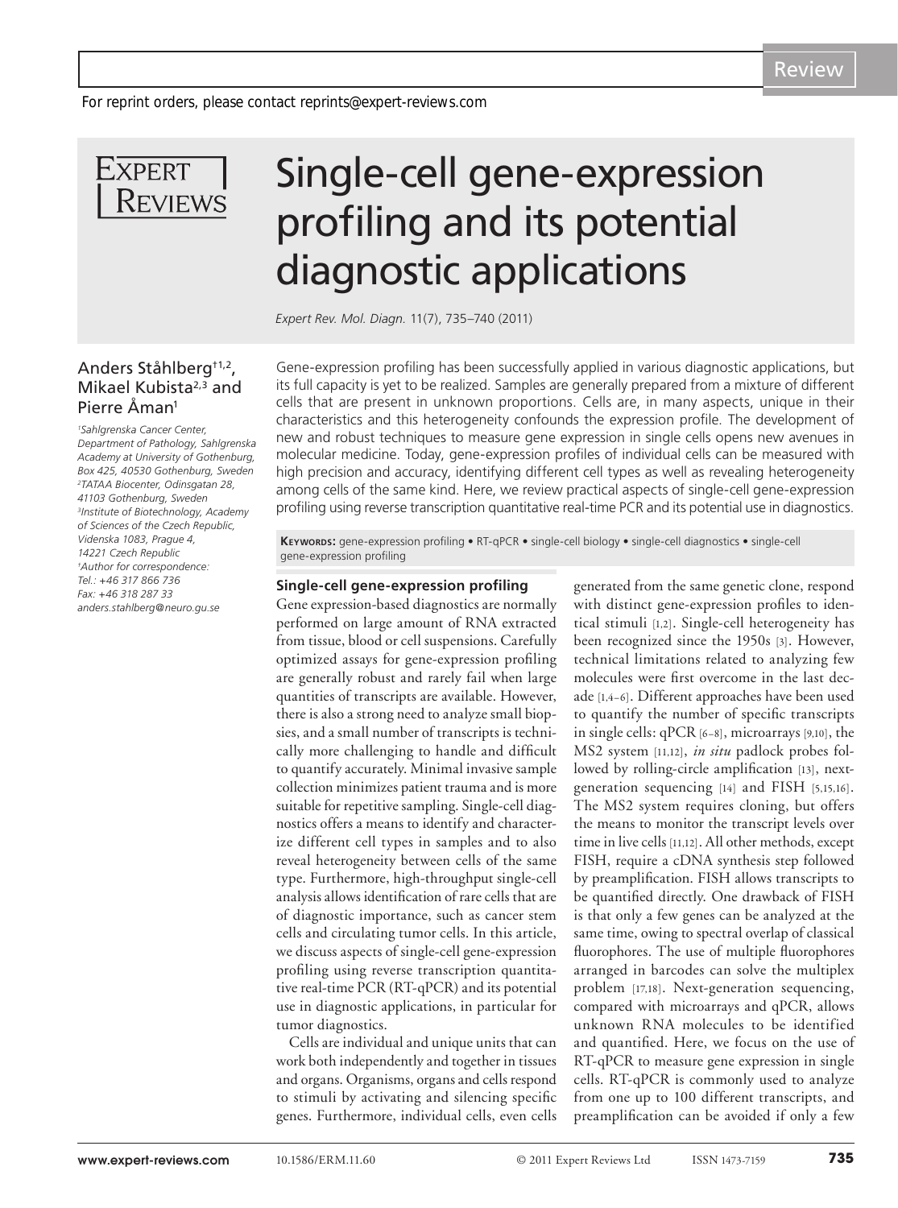Review

For reprint orders, please contact reprints@expert-reviews.com

# Single-cell gene-expression profiling and its potential diagnostic applications

*Expert Rev. Mol. Diagn.* 11(7), 735–740 (2011)

Anders Ståhlberg[†1,2], Mikael Kubista[2,3] and Pierre Åman[1]

[1]*Sahlgrenska Cancer Center, Department of Pathology, Sahlgrenska Academy at University of Gothenburg, Box 425, 40530 Gothenburg, Sweden*
[2]*TATAA Biocenter, Odinsgatan 28, 41103 Gothenburg, Sweden*
[3]*Institute of Biotechnology, Academy of Sciences of the Czech Republic, Videnska 1083, Prague 4, 14221 Czech Republic*
[†]*Author for correspondence:*
*Tel.: +46 317 866 736*
*Fax: +46 318 287 33*
*anders.stahlberg@neuro.gu.se*

Gene-expression profiling has been successfully applied in various diagnostic applications, but its full capacity is yet to be realized. Samples are generally prepared from a mixture of different cells that are present in unknown proportions. Cells are, in many aspects, unique in their characteristics and this heterogeneity confounds the expression profile. The development of new and robust techniques to measure gene expression in single cells opens new avenues in molecular medicine. Today, gene-expression profiles of individual cells can be measured with high precision and accuracy, identifying different cell types as well as revealing heterogeneity among cells of the same kind. Here, we review practical aspects of single-cell gene-expression profiling using reverse transcription quantitative real-time PCR and its potential use in diagnostics.

**Keywords:** gene-expression profiling • RT-qPCR • single-cell biology • single-cell diagnostics • single-cell gene-expression profiling

### Single-cell gene-expression profiling

Gene expression-based diagnostics are normally performed on large amount of RNA extracted from tissue, blood or cell suspensions. Carefully optimized assays for gene-expression profiling are generally robust and rarely fail when large quantities of transcripts are available. However, there is also a strong need to analyze small biopsies, and a small number of transcripts is technically more challenging to handle and difficult to quantify accurately. Minimal invasive sample collection minimizes patient trauma and is more suitable for repetitive sampling. Single-cell diagnostics offers a means to identify and characterize different cell types in samples and to also reveal heterogeneity between cells of the same type. Furthermore, high-throughput single-cell analysis allows identification of rare cells that are of diagnostic importance, such as cancer stem cells and circulating tumor cells. In this article, we discuss aspects of single-cell gene-expression profiling using reverse transcription quantitative real-time PCR (RT-qPCR) and its potential use in diagnostic applications, in particular for tumor diagnostics.

Cells are individual and unique units that can work both independently and together in tissues and organs. Organisms, organs and cells respond to stimuli by activating and silencing specific genes. Furthermore, individual cells, even cells generated from the same genetic clone, respond with distinct gene-expression profiles to identical stimuli [1,2]. Single-cell heterogeneity has been recognized since the 1950s [3]. However, technical limitations related to analyzing few molecules were first overcome in the last decade [1,4–6]. Different approaches have been used to quantify the number of specific transcripts in single cells: qPCR [6–8], microarrays [9,10], the MS2 system [11,12], *in situ* padlock probes followed by rolling-circle amplification [13], next-generation sequencing [14] and FISH [5,15,16]. The MS2 system requires cloning, but offers the means to monitor the transcript levels over time in live cells [11,12]. All other methods, except FISH, require a cDNA synthesis step followed by preamplification. FISH allows transcripts to be quantified directly. One drawback of FISH is that only a few genes can be analyzed at the same time, owing to spectral overlap of classical fluorophores. The use of multiple fluorophores arranged in barcodes can solve the multiplex problem [17,18]. Next-generation sequencing, compared with microarrays and qPCR, allows unknown RNA molecules to be identified and quantified. Here, we focus on the use of RT-qPCR to measure gene expression in single cells. RT-qPCR is commonly used to analyze from one up to 100 different transcripts, and preamplification can be avoided if only a few

www.expert-reviews.com 10.1586/ERM.11.60 © 2011 Expert Reviews Ltd ISSN 1473-7159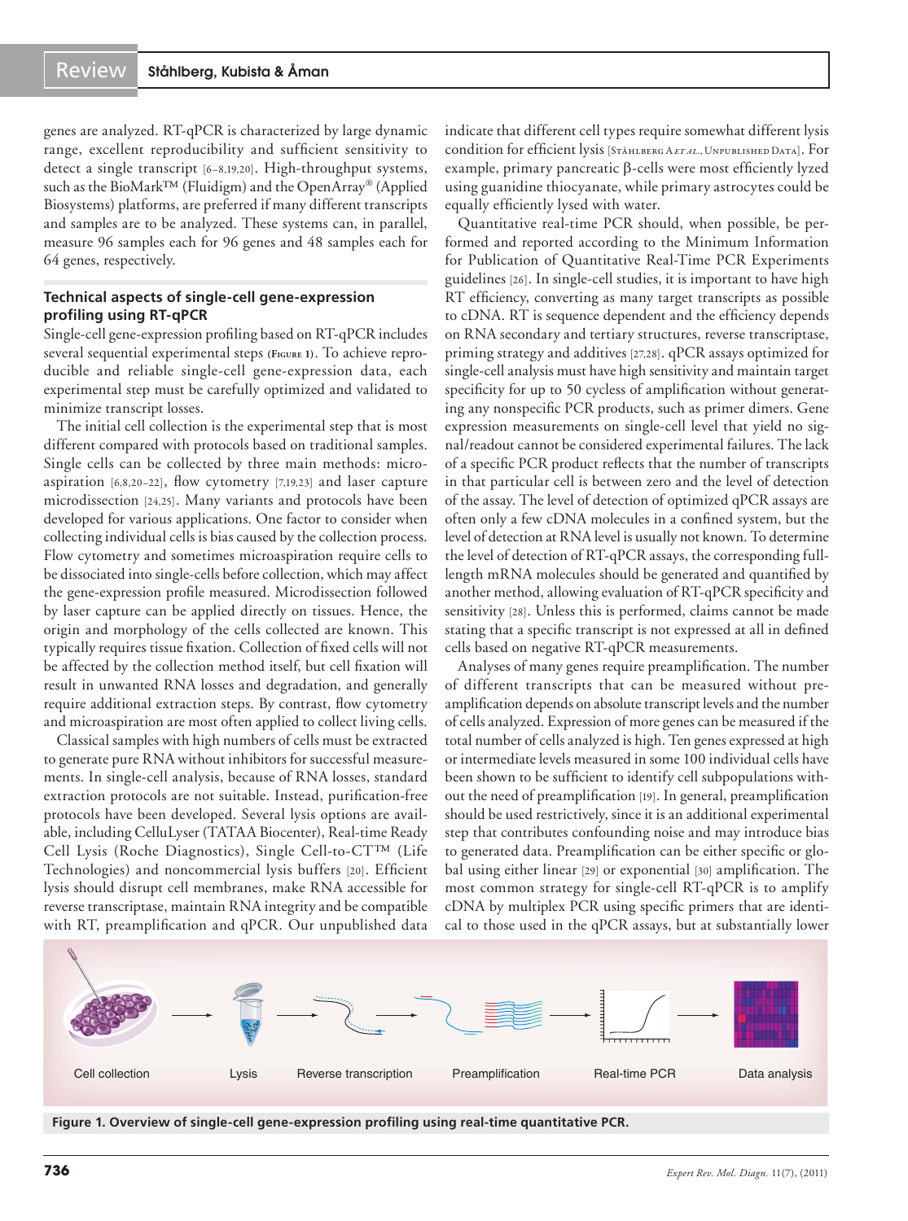genes are analyzed. RT-qPCR is characterized by large dynamic range, excellent reproducibility and sufficient sensitivity to detect a single transcript [6–8,19,20]. High-throughput systems, such as the BioMark™ (Fluidigm) and the OpenArray® (Applied Biosystems) platforms, are preferred if many different transcripts and samples are to be analyzed. These systems can, in parallel, measure 96 samples each for 96 genes and 48 samples each for 64 genes, respectively.

## Technical aspects of single-cell gene-expression profiling using RT-qPCR

Single-cell gene-expression profiling based on RT-qPCR includes several sequential experimental steps (Figure 1). To achieve reproducible and reliable single-cell gene-expression data, each experimental step must be carefully optimized and validated to minimize transcript losses.

The initial cell collection is the experimental step that is most different compared with protocols based on traditional samples. Single cells can be collected by three main methods: microaspiration [6,8,20–22], flow cytometry [7,19,23] and laser capture microdissection [24,25]. Many variants and protocols have been developed for various applications. One factor to consider when collecting individual cells is bias caused by the collection process. Flow cytometry and sometimes microaspiration require cells to be dissociated into single-cells before collection, which may affect the gene-expression profile measured. Microdissection followed by laser capture can be applied directly on tissues. Hence, the origin and morphology of the cells collected are known. This typically requires tissue fixation. Collection of fixed cells will not be affected by the collection method itself, but cell fixation will result in unwanted RNA losses and degradation, and generally require additional extraction steps. By contrast, flow cytometry and microaspiration are most often applied to collect living cells.

Classical samples with high numbers of cells must be extracted to generate pure RNA without inhibitors for successful measurements. In single-cell analysis, because of RNA losses, standard extraction protocols are not suitable. Instead, purification-free protocols have been developed. Several lysis options are available, including CelluLyser (TATAA Biocenter), Real-time Ready Cell Lysis (Roche Diagnostics), Single Cell-to-CT™ (Life Technologies) and noncommercial lysis buffers [20]. Efficient lysis should disrupt cell membranes, make RNA accessible for reverse transcriptase, maintain RNA integrity and be compatible with RT, preamplification and qPCR. Our unpublished data indicate that different cell types require somewhat different lysis condition for efficient lysis [Ståhlberg A *et al.*, Unpublished Data]. For example, primary pancreatic β-cells were most efficiently lyzed using guanidine thiocyanate, while primary astrocytes could be equally efficiently lysed with water.

Quantitative real-time PCR should, when possible, be performed and reported according to the Minimum Information for Publication of Quantitative Real-Time PCR Experiments guidelines [26]. In single-cell studies, it is important to have high RT efficiency, converting as many target transcripts as possible to cDNA. RT is sequence dependent and the efficiency depends on RNA secondary and tertiary structures, reverse transcriptase, priming strategy and additives [27,28]. qPCR assays optimized for single-cell analysis must have high sensitivity and maintain target specificity for up to 50 cycles of amplification without generating any nonspecific PCR products, such as primer dimers. Gene expression measurements on single-cell level that yield no signal/readout cannot be considered experimental failures. The lack of a specific PCR product reflects that the number of transcripts in that particular cell is between zero and the level of detection of the assay. The level of detection of optimized qPCR assays are often only a few cDNA molecules in a confined system, but the level of detection at RNA level is usually not known. To determine the level of detection of RT-qPCR assays, the corresponding full-length mRNA molecules should be generated and quantified by another method, allowing evaluation of RT-qPCR specificity and sensitivity [28]. Unless this is performed, claims cannot be made stating that a specific transcript is not expressed at all in defined cells based on negative RT-qPCR measurements.

Analyses of many genes require preamplification. The number of different transcripts that can be measured without preamplification depends on absolute transcript levels and the number of cells analyzed. Expression of more genes can be measured if the total number of cells analyzed is high. Ten genes expressed at high or intermediate levels measured in some 100 individual cells have been shown to be sufficient to identify cell subpopulations without the need of preamplification [19]. In general, preamplification should be used restrictively, since it is an additional experimental step that contributes confounding noise and may introduce bias to generated data. Preamplification can be either specific or global using either linear [29] or exponential [30] amplification. The most common strategy for single-cell RT-qPCR is to amplify cDNA by multiplex PCR using specific primers that are identical to those used in the qPCR assays, but at substantially lower

Cell collection → Lysis → Reverse transcription → Preamplification → Real-time PCR → Data analysis

**Figure 1. Overview of single-cell gene-expression profiling using real-time quantitative PCR.**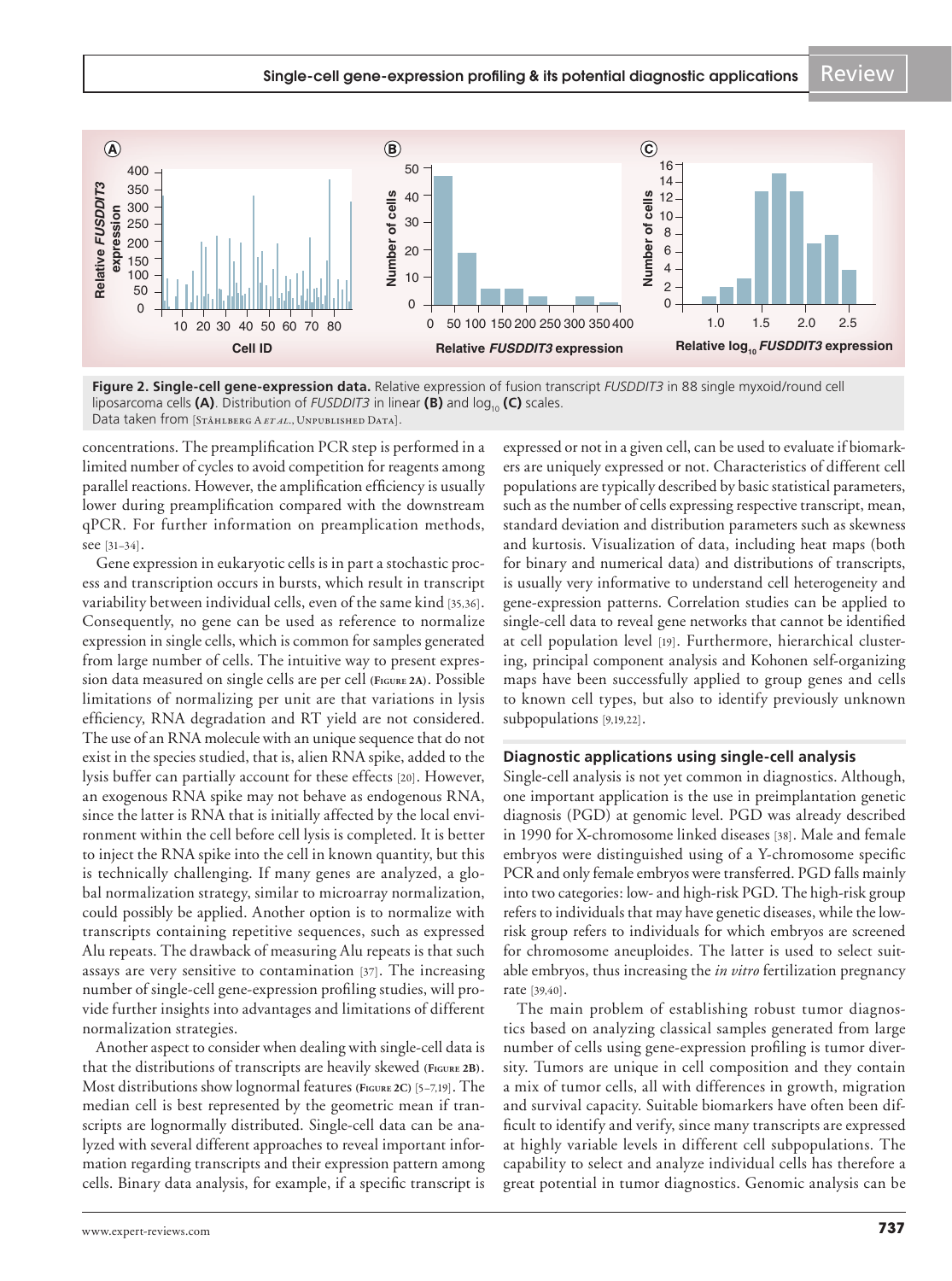Figure 2. Single-cell gene-expression data. Relative expression of fusion transcript *FUSDDIT3* in 88 single myxoid/round cell liposarcoma cells **(A)**. Distribution of *FUSDDIT3* in linear **(B)** and $\log_{10}$ **(C)** scales.
Data taken from [Ståhlberg A *et al.*, Unpublished Data].

concentrations. The preamplification PCR step is performed in a limited number of cycles to avoid competition for reagents among parallel reactions. However, the amplification efficiency is usually lower during preamplification compared with the downstream qPCR. For further information on preamplication methods, see [31–34].

Gene expression in eukaryotic cells is in part a stochastic process and transcription occurs in bursts, which result in transcript variability between individual cells, even of the same kind [35,36]. Consequently, no gene can be used as reference to normalize expression in single cells, which is common for samples generated from large number of cells. The intuitive way to present expression data measured on single cells are per cell (Figure 2A). Possible limitations of normalizing per unit are that variations in lysis efficiency, RNA degradation and RT yield are not considered. The use of an RNA molecule with an unique sequence that do not exist in the species studied, that is, alien RNA spike, added to the lysis buffer can partially account for these effects [20]. However, an exogenous RNA spike may not behave as endogenous RNA, since the latter is RNA that is initially affected by the local environment within the cell before cell lysis is completed. It is better to inject the RNA spike into the cell in known quantity, but this is technically challenging. If many genes are analyzed, a global normalization strategy, similar to microarray normalization, could possibly be applied. Another option is to normalize with transcripts containing repetitive sequences, such as expressed Alu repeats. The drawback of measuring Alu repeats is that such assays are very sensitive to contamination [37]. The increasing number of single-cell gene-expression profiling studies, will provide further insights into advantages and limitations of different normalization strategies.

Another aspect to consider when dealing with single-cell data is that the distributions of transcripts are heavily skewed (Figure 2B). Most distributions show lognormal features (Figure 2C) [5–7,19]. The median cell is best represented by the geometric mean if transcripts are lognormally distributed. Single-cell data can be analyzed with several different approaches to reveal important information regarding transcripts and their expression pattern among cells. Binary data analysis, for example, if a specific transcript is expressed or not in a given cell, can be used to evaluate if biomarkers are uniquely expressed or not. Characteristics of different cell populations are typically described by basic statistical parameters, such as the number of cells expressing respective transcript, mean, standard deviation and distribution parameters such as skewness and kurtosis. Visualization of data, including heat maps (both for binary and numerical data) and distributions of transcripts, is usually very informative to understand cell heterogeneity and gene-expression patterns. Correlation studies can be applied to single-cell data to reveal gene networks that cannot be identified at cell population level [19]. Furthermore, hierarchical clustering, principal component analysis and Kohonen self-organizing maps have been successfully applied to group genes and cells to known cell types, but also to identify previously unknown subpopulations [9,19,22].

## Diagnostic applications using single-cell analysis

Single-cell analysis is not yet common in diagnostics. Although, one important application is the use in preimplantation genetic diagnosis (PGD) at genomic level. PGD was already described in 1990 for X-chromosome linked diseases [38]. Male and female embryos were distinguished using of a Y-chromosome specific PCR and only female embryos were transferred. PGD falls mainly into two categories: low- and high-risk PGD. The high-risk group refers to individuals that may have genetic diseases, while the low-risk group refers to individuals for which embryos are screened for chromosome aneuploides. The latter is used to select suitable embryos, thus increasing the *in vitro* fertilization pregnancy rate [39,40].

The main problem of establishing robust tumor diagnostics based on analyzing classical samples generated from large number of cells using gene-expression profiling is tumor diversity. Tumors are unique in cell composition and they contain a mix of tumor cells, all with differences in growth, migration and survival capacity. Suitable biomarkers have often been difficult to identify and verify, since many transcripts are expressed at highly variable levels in different cell subpopulations. The capability to select and analyze individual cells has therefore a great potential in tumor diagnostics. Genomic analysis can be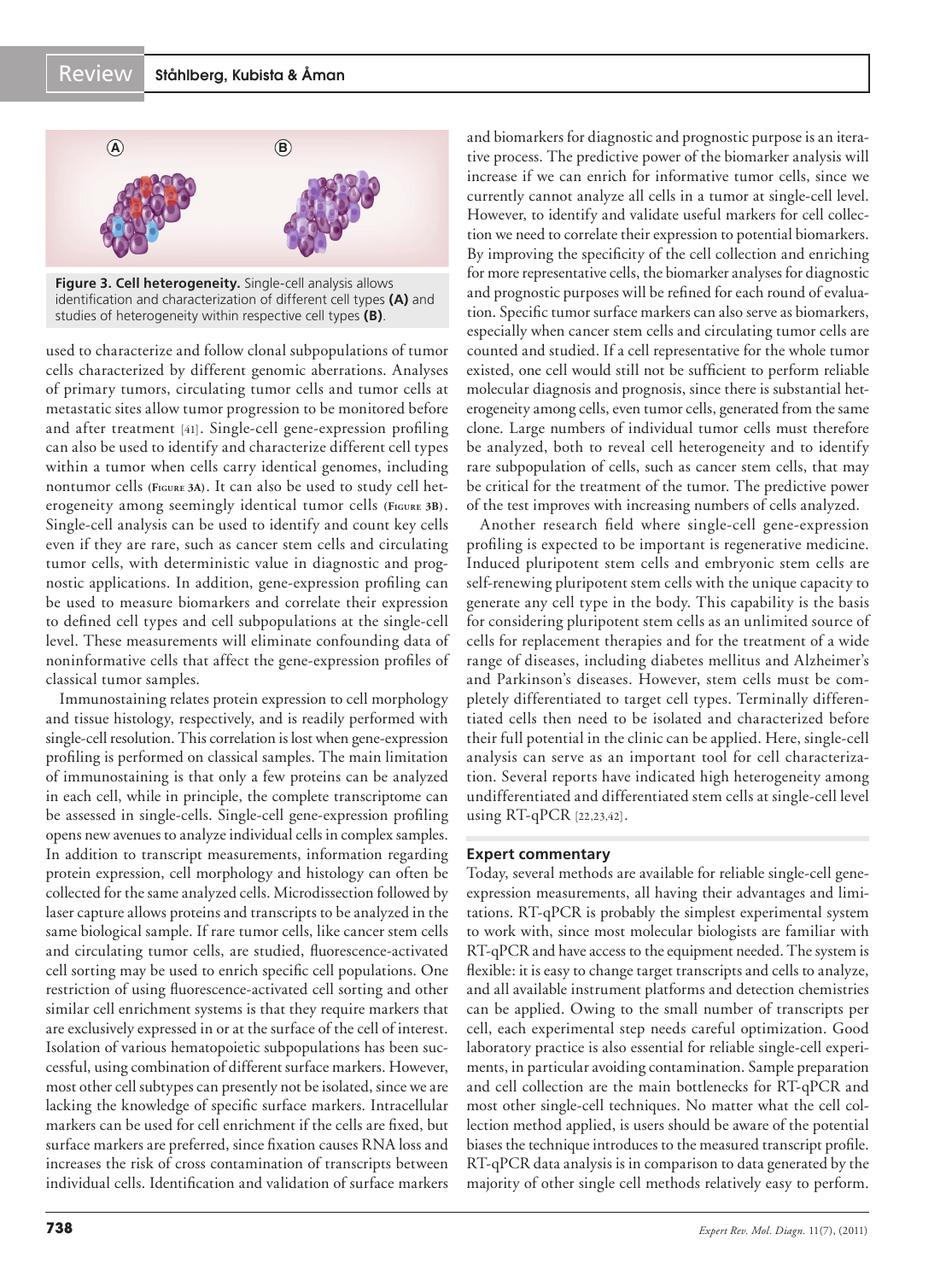**Figure 3. Cell heterogeneity.** Single-cell analysis allows identification and characterization of different cell types **(A)** and studies of heterogeneity within respective cell types **(B)**.

used to characterize and follow clonal subpopulations of tumor cells characterized by different genomic aberrations. Analyses of primary tumors, circulating tumor cells and tumor cells at metastatic sites allow tumor progression to be monitored before and after treatment [41]. Single-cell gene-expression profiling can also be used to identify and characterize different cell types within a tumor when cells carry identical genomes, including nontumor cells (Figure 3A). It can also be used to study cell heterogeneity among seemingly identical tumor cells (Figure 3B). Single-cell analysis can be used to identify and count key cells even if they are rare, such as cancer stem cells and circulating tumor cells, with deterministic value in diagnostic and prognostic applications. In addition, gene-expression profiling can be used to measure biomarkers and correlate their expression to defined cell types and cell subpopulations at the single-cell level. These measurements will eliminate confounding data of noninformative cells that affect the gene-expression profiles of classical tumor samples.

Immunostaining relates protein expression to cell morphology and tissue histology, respectively, and is readily performed with single-cell resolution. This correlation is lost when gene-expression profiling is performed on classical samples. The main limitation of immunostaining is that only a few proteins can be analyzed in each cell, while in principle, the complete transcriptome can be assessed in single-cells. Single-cell gene-expression profiling opens new avenues to analyze individual cells in complex samples. In addition to transcript measurements, information regarding protein expression, cell morphology and histology can often be collected for the same analyzed cells. Microdissection followed by laser capture allows proteins and transcripts to be analyzed in the same biological sample. If rare tumor cells, like cancer stem cells and circulating tumor cells, are studied, fluorescence-activated cell sorting may be used to enrich specific cell populations. One restriction of using fluorescence-activated cell sorting and other similar cell enrichment systems is that they require markers that are exclusively expressed in or at the surface of the cell of interest. Isolation of various hematopoietic subpopulations has been successful, using combination of different surface markers. However, most other cell subtypes can presently not be isolated, since we are lacking the knowledge of specific surface markers. Intracellular markers can be used for cell enrichment if the cells are fixed, but surface markers are preferred, since fixation causes RNA loss and increases the risk of cross contamination of transcripts between individual cells. Identification and validation of surface markers and biomarkers for diagnostic and prognostic purpose is an iterative process. The predictive power of the biomarker analysis will increase if we can enrich for informative tumor cells, since we currently cannot analyze all cells in a tumor at single-cell level. However, to identify and validate useful markers for cell collection we need to correlate their expression to potential biomarkers. By improving the specificity of the cell collection and enriching for more representative cells, the biomarker analyses for diagnostic and prognostic purposes will be refined for each round of evaluation. Specific tumor surface markers can also serve as biomarkers, especially when cancer stem cells and circulating tumor cells are counted and studied. If a cell representative for the whole tumor existed, one cell would still not be sufficient to perform reliable molecular diagnosis and prognosis, since there is substantial heterogeneity among cells, even tumor cells, generated from the same clone. Large numbers of individual tumor cells must therefore be analyzed, both to reveal cell heterogeneity and to identify rare subpopulation of cells, such as cancer stem cells, that may be critical for the treatment of the tumor. The predictive power of the test improves with increasing numbers of cells analyzed.

Another research field where single-cell gene-expression profiling is expected to be important is regenerative medicine. Induced pluripotent stem cells and embryonic stem cells are self-renewing pluripotent stem cells with the unique capacity to generate any cell type in the body. This capability is the basis for considering pluripotent stem cells as an unlimited source of cells for replacement therapies and for the treatment of a wide range of diseases, including diabetes mellitus and Alzheimer's and Parkinson's diseases. However, stem cells must be completely differentiated to target cell types. Terminally differentiated cells then need to be isolated and characterized before their full potential in the clinic can be applied. Here, single-cell analysis can serve as an important tool for cell characterization. Several reports have indicated high heterogeneity among undifferentiated and differentiated stem cells at single-cell level using RT-qPCR [22,23,42].

## Expert commentary

Today, several methods are available for reliable single-cell gene-expression measurements, all having their advantages and limitations. RT-qPCR is probably the simplest experimental system to work with, since most molecular biologists are familiar with RT-qPCR and have access to the equipment needed. The system is flexible: it is easy to change target transcripts and cells to analyze, and all available instrument platforms and detection chemistries can be applied. Owing to the small number of transcripts per cell, each experimental step needs careful optimization. Good laboratory practice is also essential for reliable single-cell experiments, in particular avoiding contamination. Sample preparation and cell collection are the main bottlenecks for RT-qPCR and most other single-cell techniques. No matter what the cell collection method applied, is users should be aware of the potential biases the technique introduces to the measured transcript profile. RT-qPCR data analysis is in comparison to data generated by the majority of other single cell methods relatively easy to perform.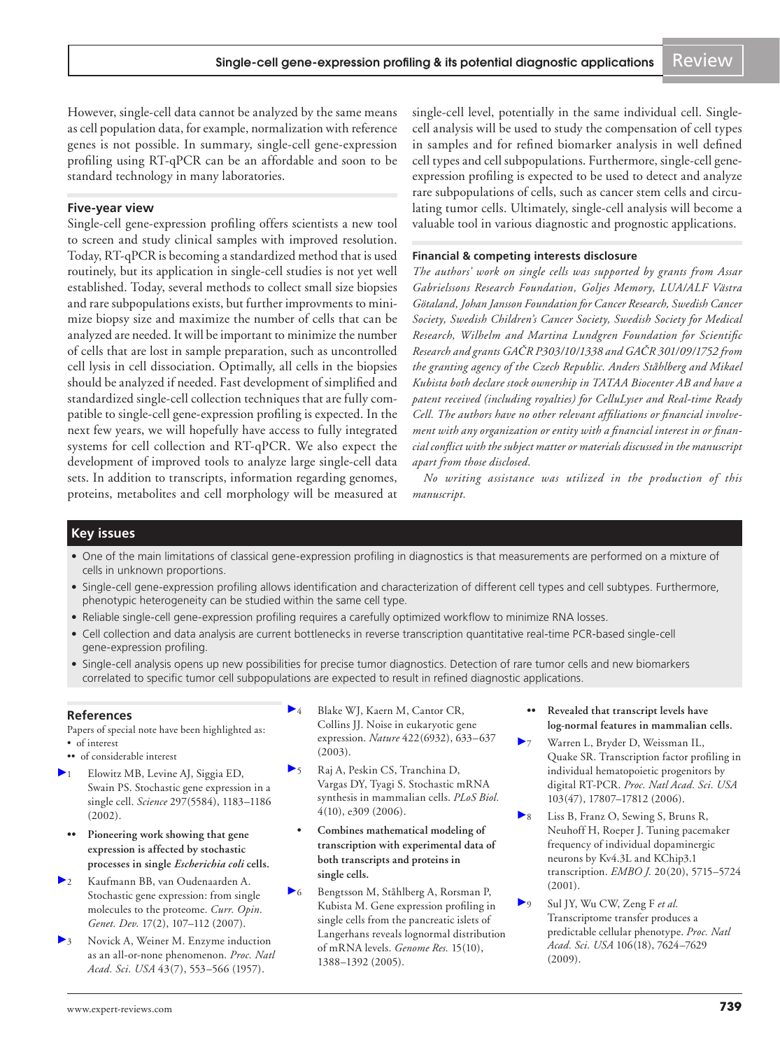However, single-cell data cannot be analyzed by the same means as cell population data, for example, normalization with reference genes is not possible. In summary, single-cell gene-expression profiling using RT-qPCR can be an affordable and soon to be standard technology in many laboratories.

## Five-year view

Single-cell gene-expression profiling offers scientists a new tool to screen and study clinical samples with improved resolution. Today, RT-qPCR is becoming a standardized method that is used routinely, but its application in single-cell studies is not yet well established. Today, several methods to collect small size biopsies and rare subpopulations exists, but further improvments to minimize biopsy size and maximize the number of cells that can be analyzed are needed. It will be important to minimize the number of cells that are lost in sample preparation, such as uncontrolled cell lysis in cell dissociation. Optimally, all cells in the biopsies should be analyzed if needed. Fast development of simplified and standardized single-cell collection techniques that are fully compatible to single-cell gene-expression profiling is expected. In the next few years, we will hopefully have access to fully integrated systems for cell collection and RT-qPCR. We also expect the development of improved tools to analyze large single-cell data sets. In addition to transcripts, information regarding genomes, proteins, metabolites and cell morphology will be measured at single-cell level, potentially in the same individual cell. Single-cell analysis will be used to study the compensation of cell types in samples and for refined biomarker analysis in well defined cell types and cell subpopulations. Furthermore, single-cell gene-expression profiling is expected to be used to detect and analyze rare subpopulations of cells, such as cancer stem cells and circulating tumor cells. Ultimately, single-cell analysis will become a valuable tool in various diagnostic and prognostic applications.

## Financial & competing interests disclosure

*The authors' work on single cells was supported by grants from Assar Gabrielssons Research Foundation, Goljes Memory, LUA/ALF Västra Götaland, Johan Jansson Foundation for Cancer Research, Swedish Cancer Society, Swedish Children's Cancer Society, Swedish Society for Medical Research, Wilhelm and Martina Lundgren Foundation for Scientific Research and grants GAČR P303/10/1338 and GAČR 301/09/1752 from the granting agency of the Czech Republic. Anders Ståhlberg and Mikael Kubista both declare stock ownership in TATAA Biocenter AB and have a patent received (including royalties) for CelluLyser and Real-time Ready Cell. The authors have no other relevant affiliations or financial involvement with any organization or entity with a financial interest in or financial conflict with the subject matter or materials discussed in the manuscript apart from those disclosed.*

*No writing assistance was utilized in the production of this manuscript.*

## Key issues

- One of the main limitations of classical gene-expression profiling in diagnostics is that measurements are performed on a mixture of cells in unknown proportions.
- Single-cell gene-expression profiling allows identification and characterization of different cell types and cell subtypes. Furthermore, phenotypic heterogeneity can be studied within the same cell type.
- Reliable single-cell gene-expression profiling requires a carefully optimized workflow to minimize RNA losses.
- Cell collection and data analysis are current bottlenecks in reverse transcription quantitative real-time PCR-based single-cell gene-expression profiling.
- Single-cell analysis opens up new possibilities for precise tumor diagnostics. Detection of rare tumor cells and new biomarkers correlated to specific tumor cell subpopulations are expected to result in refined diagnostic applications.

## References

Papers of special note have been highlighted as:
- • of interest
- •• of considerable interest

1. Elowitz MB, Levine AJ, Siggia ED, Swain PS. Stochastic gene expression in a single cell. *Science* 297(5584), 1183–1186 (2002).
   - •• **Pioneering work showing that gene expression is affected by stochastic processes in single *Escherichia coli* cells.**
2. Kaufmann BB, van Oudenaarden A. Stochastic gene expression: from single molecules to the proteome. *Curr. Opin. Genet. Dev.* 17(2), 107–112 (2007).
3. Novick A, Weiner M. Enzyme induction as an all-or-none phenomenon. *Proc. Natl Acad. Sci. USA* 43(7), 553–566 (1957).
4. Blake WJ, Kaern M, Cantor CR, Collins JJ. Noise in eukaryotic gene expression. *Nature* 422(6932), 633–637 (2003).
5. Raj A, Peskin CS, Tranchina D, Vargas DY, Tyagi S. Stochastic mRNA synthesis in mammalian cells. *PLoS Biol.* 4(10), e309 (2006).
   - • **Combines mathematical modeling of transcription with experimental data of both transcripts and proteins in single cells.**
6. Bengtsson M, Ståhlberg A, Rorsman P, Kubista M. Gene expression profiling in single cells from the pancreatic islets of Langerhans reveals lognormal distribution of mRNA levels. *Genome Res.* 15(10), 1388–1392 (2005).
   - •• **Revealed that transcript levels have log-normal features in mammalian cells.**
7. Warren L, Bryder D, Weissman IL, Quake SR. Transcription factor profiling in individual hematopoietic progenitors by digital RT-PCR. *Proc. Natl Acad. Sci. USA* 103(47), 17807–17812 (2006).
8. Liss B, Franz O, Sewing S, Bruns R, Neuhoff H, Roeper J. Tuning pacemaker frequency of individual dopaminergic neurons by Kv4.3L and KChip3.1 transcription. *EMBO J.* 20(20), 5715–5724 (2001).
9. Sul JY, Wu CW, Zeng F *et al.* Transcriptome transfer produces a predictable cellular phenotype. *Proc. Natl Acad. Sci. USA* 106(18), 7624–7629 (2009).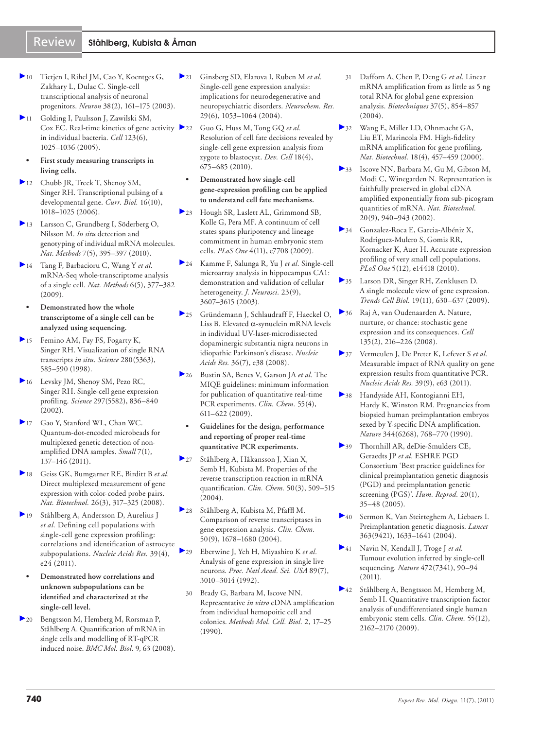10. Tietjen I, Rihel JM, Cao Y, Koentges G, Zakhary L, Dulac C. Single-cell transcriptional analysis of neuronal progenitors. *Neuron* 38(2), 161–175 (2003).
11. Golding I, Paulsson J, Zawilski SM, Cox EC. Real-time kinetics of gene activity in individual bacteria. *Cell* 123(6), 1025–1036 (2005).
    - **First study measuring transcripts in living cells.**
12. Chubb JR, Trcek T, Shenoy SM, Singer RH. Transcriptional pulsing of a developmental gene. *Curr. Biol.* 16(10), 1018–1025 (2006).
13. Larsson C, Grundberg I, Söderberg O, Nilsson M. *In situ* detection and genotyping of individual mRNA molecules. *Nat. Methods* 7(5), 395–397 (2010).
14. Tang F, Barbacioru C, Wang Y *et al.* mRNA-Seq whole-transcriptome analysis of a single cell. *Nat. Methods* 6(5), 377–382 (2009).
    - **Demonstrated how the whole transcriptome of a single cell can be analyzed using sequencing.**
15. Femino AM, Fay FS, Fogarty K, Singer RH. Visualization of single RNA transcripts *in situ*. *Science* 280(5363), 585–590 (1998).
16. Levsky JM, Shenoy SM, Pezo RC, Singer RH. Single-cell gene expression profiling. *Science* 297(5582), 836–840 (2002).
17. Gao Y, Stanford WL, Chan WC. Quantum-dot-encoded microbeads for multiplexed genetic detection of non-amplified DNA samples. *Small* 7(1), 137–146 (2011).
18. Geiss GK, Bumgarner RE, Birditt B *et al.* Direct multiplexed measurement of gene expression with color-coded probe pairs. *Nat. Biotechnol.* 26(3), 317–325 (2008).
19. Ståhlberg A, Andersson D, Aurelius J *et al.* Defining cell populations with single-cell gene expression profiling: correlations and identification of astrocyte subpopulations. *Nucleic Acids Res.* 39(4), e24 (2011).
    - **Demonstrated how correlations and unknown subpopulations can be identified and characterized at the single-cell level.**
20. Bengtsson M, Hemberg M, Rorsman P, Ståhlberg A. Quantification of mRNA in single cells and modelling of RT-qPCR induced noise. *BMC Mol. Biol.* 9, 63 (2008).
21. Ginsberg SD, Elarova I, Ruben M *et al.* Single-cell gene expression analysis: implications for neurodegenerative and neuropsychiatric disorders. *Neurochem. Res.* 29(6), 1053–1064 (2004).
22. Guo G, Huss M, Tong GQ *et al.* Resolution of cell fate decisions revealed by single-cell gene expression analysis from zygote to blastocyst. *Dev. Cell* 18(4), 675–685 (2010).
    - **Demonstrated how single-cell gene-expression profiling can be applied to understand cell fate mechanisms.**
23. Hough SR, Laslett AL, Grimmond SB, Kolle G, Pera MF. A continuum of cell states spans pluripotency and lineage commitment in human embryonic stem cells. *PLoS One* 4(11), e7708 (2009).
24. Kamme F, Salunga R, Yu J *et al.* Single-cell microarray analysis in hippocampus CA1: demonstration and validation of cellular heterogeneity. *J. Neurosci.* 23(9), 3607–3615 (2003).
25. Gründemann J, Schlaudraff F, Haeckel O, Liss B. Elevated α-synuclein mRNA levels in individual UV-laser-microdissected dopaminergic substantia nigra neurons in idiopathic Parkinson's disease. *Nucleic Acids Res.* 36(7), e38 (2008).
26. Bustin SA, Benes V, Garson JA *et al.* The MIQE guidelines: minimum information for publication of quantitative real-time PCR experiments. *Clin. Chem.* 55(4), 611–622 (2009).
    - **Guidelines for the design, performance and reporting of proper real-time quantitative PCR experiments.**
27. Ståhlberg A, Håkansson J, Xian X, Semb H, Kubista M. Properties of the reverse transcription reaction in mRNA quantification. *Clin. Chem.* 50(3), 509–515 (2004).
28. Ståhlberg A, Kubista M, Pfaffl M. Comparison of reverse transcriptases in gene expression analysis. *Clin. Chem.* 50(9), 1678–1680 (2004).
29. Eberwine J, Yeh H, Miyashiro K *et al.* Analysis of gene expression in single live neurons. *Proc. Natl Acad. Sci. USA* 89(7), 3010–3014 (1992).
30. Brady G, Barbara M, Iscove NN. Representative *in vitro* cDNA amplification from individual hemopoitic cell and colonies. *Methods Mol. Cell. Biol.* 2, 17–25 (1990).
31. Dafforn A, Chen P, Deng G *et al.* Linear mRNA amplification from as little as 5 ng total RNA for global gene expression analysis. *Biotechniques* 37(5), 854–857 (2004).
32. Wang E, Miller LD, Ohnmacht GA, Liu ET, Marincola FM. High-fidelity mRNA amplification for gene profiling. *Nat. Biotechnol.* 18(4), 457–459 (2000).
33. Iscove NN, Barbara M, Gu M, Gibson M, Modi C, Winegarden N. Representation is faithfully preserved in global cDNA amplified exponentially from sub-picogram quantities of mRNA. *Nat. Biotechnol.* 20(9), 940–943 (2002).
34. Gonzalez-Roca E, Garcia-Albéniz X, Rodriguez-Mulero S, Gomis RR, Kornacker K, Auer H. Accurate expression profiling of very small cell populations. *PLoS One* 5(12), e14418 (2010).
35. Larson DR, Singer RH, Zenklusen D. A single molecule view of gene expression. *Trends Cell Biol.* 19(11), 630–637 (2009).
36. Raj A, van Oudenaarden A. Nature, nurture, or chance: stochastic gene expression and its consequences. *Cell* 135(2), 216–226 (2008).
37. Vermeulen J, De Preter K, Lefever S *et al.* Measurable impact of RNA quality on gene expression results from quantitative PCR. *Nucleic Acids Res.* 39(9), e63 (2011).
38. Handyside AH, Kontogianni EH, Hardy K, Winston RM. Pregnancies from biopsied human preimplantation embryos sexed by Y-specific DNA amplification. *Nature* 344(6268), 768–770 (1990).
39. Thornhill AR, deDie-Smulders CE, Geraedts JP *et al.* ESHRE PGD Consortium 'Best practice guidelines for clinical preimplantation genetic diagnosis (PGD) and preimplantation genetic screening (PGS)'. *Hum. Reprod.* 20(1), 35–48 (2005).
40. Sermon K, Van Steirteghem A, Liebaers I. Preimplantation genetic diagnosis. *Lancet* 363(9421), 1633–1641 (2004).
41. Navin N, Kendall J, Troge J *et al.* Tumour evolution inferred by single-cell sequencing. *Nature* 472(7341), 90–94 (2011).
42. Ståhlberg A, Bengtsson M, Hemberg M, Semb H. Quantitative transcription factor analysis of undifferentiated single human embryonic stem cells. *Clin. Chem.* 55(12), 2162–2170 (2009).